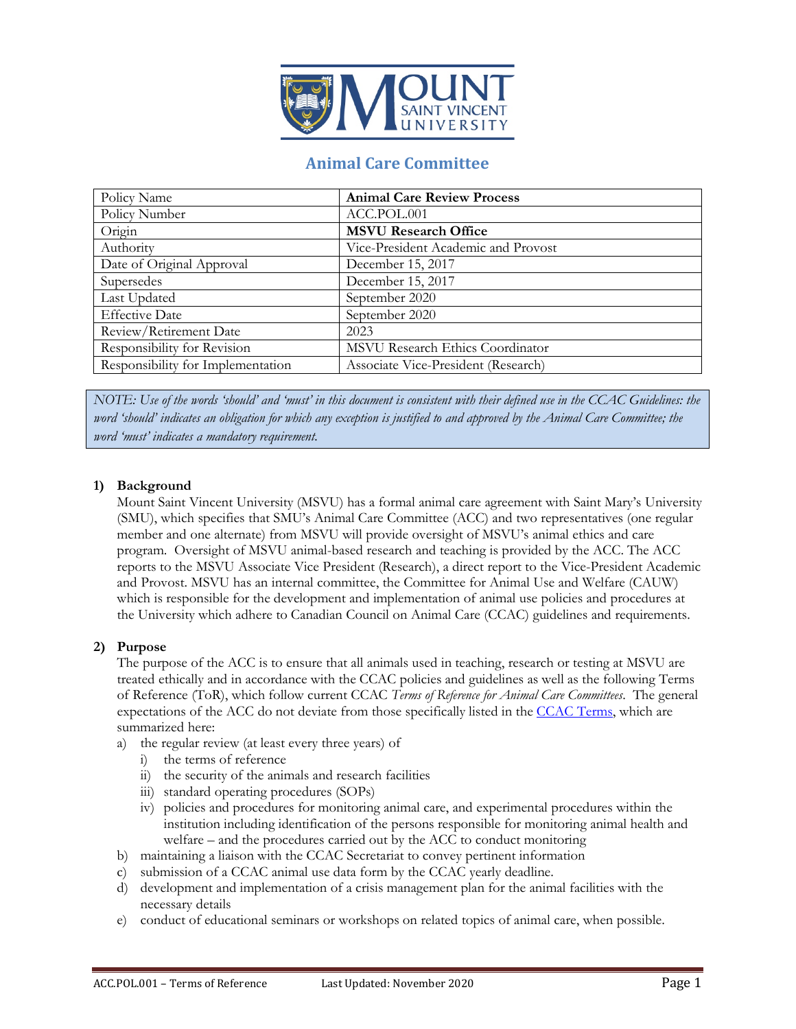# Animal Care Committee

| Policy Name | **Animal Care Review Process** |
|---|---|
| Policy Number | ACC.POL.001 |
| Origin | **MSVU Research Office** |
| Authority | Vice-President Academic and Provost |
| Date of Original Approval | December 15, 2017 |
| Supersedes | December 15, 2017 |
| Last Updated | September 2020 |
| Effective Date | September 2020 |
| Review/Retirement Date | 2023 |
| Responsibility for Revision | MSVU Research Ethics Coordinator |
| Responsibility for Implementation | Associate Vice-President (Research) |

*NOTE: Use of the words 'should' and 'must' in this document is consistent with their defined use in the CCAC Guidelines: the word 'should' indicates an obligation for which any exception is justified to and approved by the Animal Care Committee; the word 'must' indicates a mandatory requirement.*

## 1) Background

Mount Saint Vincent University (MSVU) has a formal animal care agreement with Saint Mary's University (SMU), which specifies that SMU's Animal Care Committee (ACC) and two representatives (one regular member and one alternate) from MSVU will provide oversight of MSVU's animal ethics and care program. Oversight of MSVU animal-based research and teaching is provided by the ACC. The ACC reports to the MSVU Associate Vice President (Research), a direct report to the Vice-President Academic and Provost. MSVU has an internal committee, the Committee for Animal Use and Welfare (CAUW) which is responsible for the development and implementation of animal use policies and procedures at the University which adhere to Canadian Council on Animal Care (CCAC) guidelines and requirements.

## 2) Purpose

The purpose of the ACC is to ensure that all animals used in teaching, research or testing at MSVU are treated ethically and in accordance with the CCAC policies and guidelines as well as the following Terms of Reference (ToR), which follow current CCAC *Terms of Reference for Animal Care Committees*. The general expectations of the ACC do not deviate from those specifically listed in the CCAC Terms, which are summarized here:

a) the regular review (at least every three years) of
   i) the terms of reference
   ii) the security of the animals and research facilities
   iii) standard operating procedures (SOPs)
   iv) policies and procedures for monitoring animal care, and experimental procedures within the institution including identification of the persons responsible for monitoring animal health and welfare – and the procedures carried out by the ACC to conduct monitoring
b) maintaining a liaison with the CCAC Secretariat to convey pertinent information
c) submission of a CCAC animal use data form by the CCAC yearly deadline.
d) development and implementation of a crisis management plan for the animal facilities with the necessary details
e) conduct of educational seminars or workshops on related topics of animal care, when possible.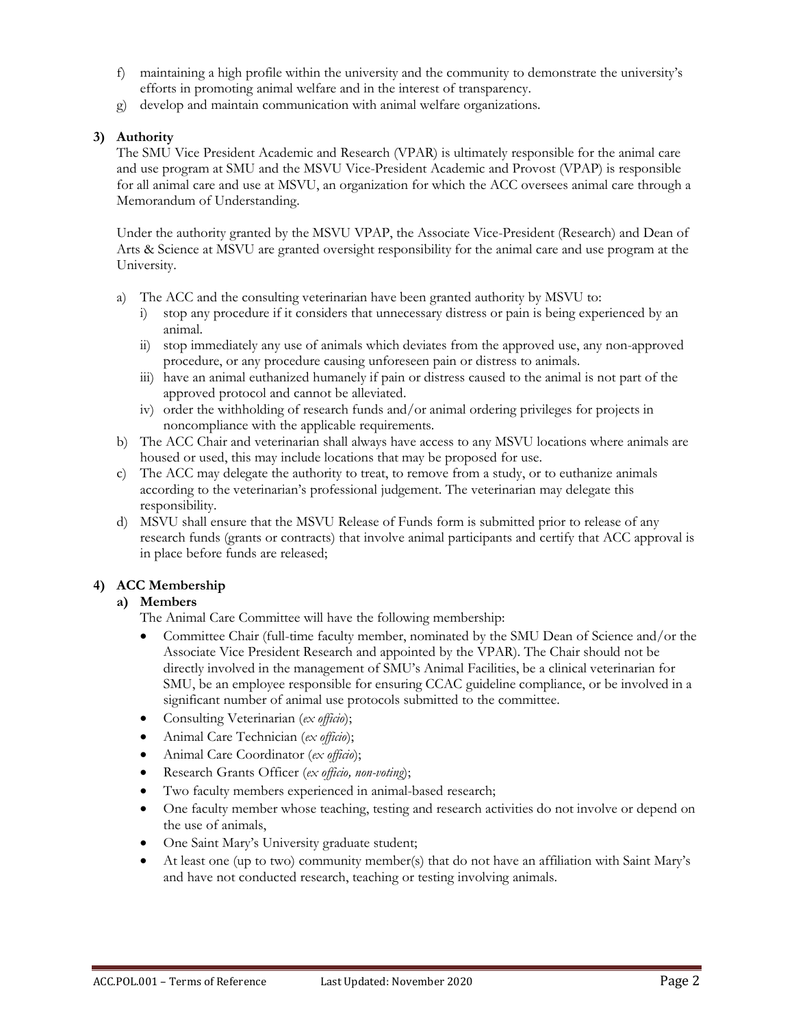f) maintaining a high profile within the university and the community to demonstrate the university's efforts in promoting animal welfare and in the interest of transparency.
g) develop and maintain communication with animal welfare organizations.

### 3) Authority

The SMU Vice President Academic and Research (VPAR) is ultimately responsible for the animal care and use program at SMU and the MSVU Vice-President Academic and Provost (VPAP) is responsible for all animal care and use at MSVU, an organization for which the ACC oversees animal care through a Memorandum of Understanding.

Under the authority granted by the MSVU VPAP, the Associate Vice-President (Research) and Dean of Arts & Science at MSVU are granted oversight responsibility for the animal care and use program at the University.

a) The ACC and the consulting veterinarian have been granted authority by MSVU to:
   i) stop any procedure if it considers that unnecessary distress or pain is being experienced by an animal.
   ii) stop immediately any use of animals which deviates from the approved use, any non-approved procedure, or any procedure causing unforeseen pain or distress to animals.
   iii) have an animal euthanized humanely if pain or distress caused to the animal is not part of the approved protocol and cannot be alleviated.
   iv) order the withholding of research funds and/or animal ordering privileges for projects in noncompliance with the applicable requirements.
b) The ACC Chair and veterinarian shall always have access to any MSVU locations where animals are housed or used, this may include locations that may be proposed for use.
c) The ACC may delegate the authority to treat, to remove from a study, or to euthanize animals according to the veterinarian's professional judgement. The veterinarian may delegate this responsibility.
d) MSVU shall ensure that the MSVU Release of Funds form is submitted prior to release of any research funds (grants or contracts) that involve animal participants and certify that ACC approval is in place before funds are released;

### 4) ACC Membership

#### a) Members

The Animal Care Committee will have the following membership:

- Committee Chair (full-time faculty member, nominated by the SMU Dean of Science and/or the Associate Vice President Research and appointed by the VPAR). The Chair should not be directly involved in the management of SMU's Animal Facilities, be a clinical veterinarian for SMU, be an employee responsible for ensuring CCAC guideline compliance, or be involved in a significant number of animal use protocols submitted to the committee.
- Consulting Veterinarian (*ex officio*);
- Animal Care Technician (*ex officio*);
- Animal Care Coordinator (*ex officio*);
- Research Grants Officer (*ex officio, non-voting*);
- Two faculty members experienced in animal-based research;
- One faculty member whose teaching, testing and research activities do not involve or depend on the use of animals,
- One Saint Mary's University graduate student;
- At least one (up to two) community member(s) that do not have an affiliation with Saint Mary's and have not conducted research, teaching or testing involving animals.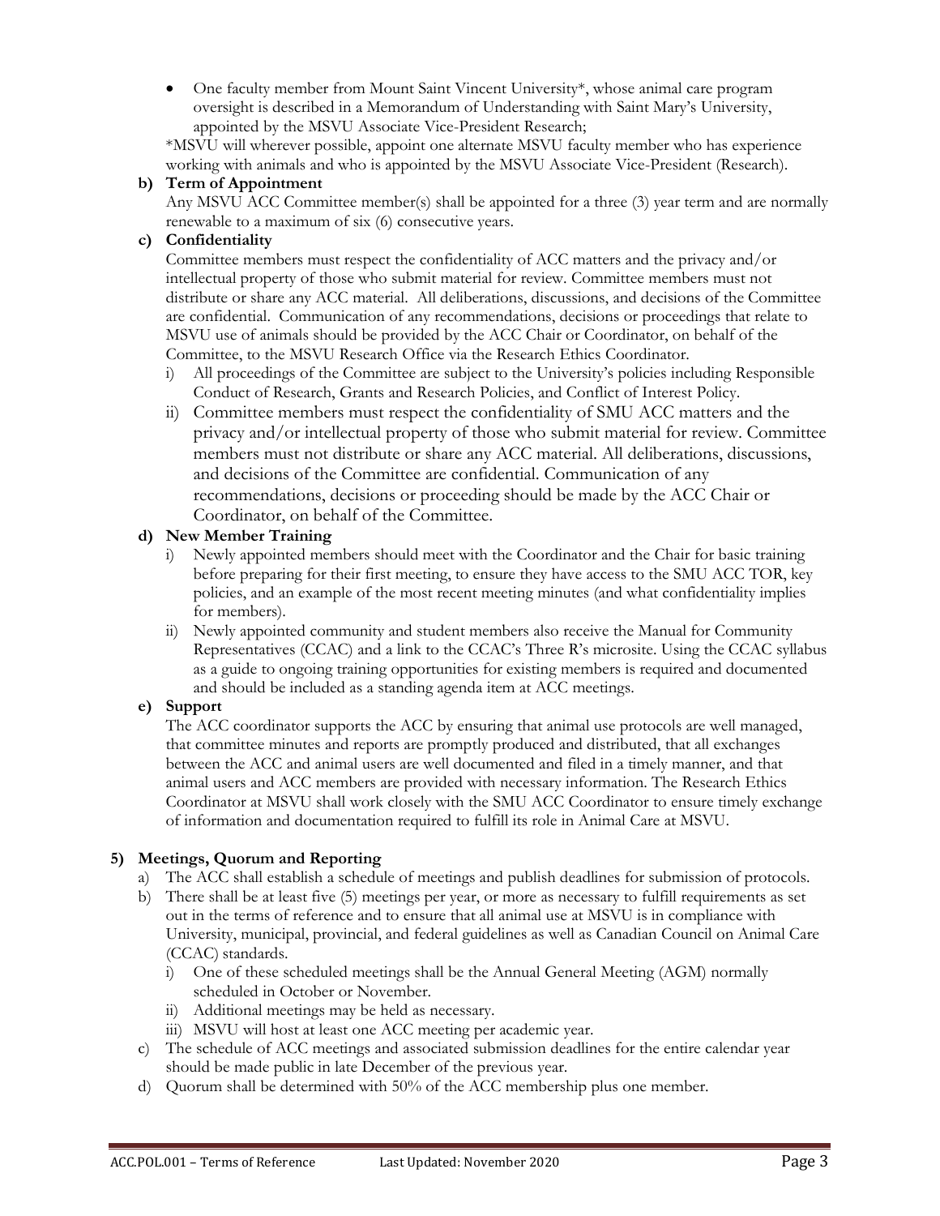- One faculty member from Mount Saint Vincent University*, whose animal care program oversight is described in a Memorandum of Understanding with Saint Mary's University, appointed by the MSVU Associate Vice-President Research;

*MSVU will wherever possible, appoint one alternate MSVU faculty member who has experience working with animals and who is appointed by the MSVU Associate Vice-President (Research).

**b) Term of Appointment**

Any MSVU ACC Committee member(s) shall be appointed for a three (3) year term and are normally renewable to a maximum of six (6) consecutive years.

**c) Confidentiality**

Committee members must respect the confidentiality of ACC matters and the privacy and/or intellectual property of those who submit material for review. Committee members must not distribute or share any ACC material. All deliberations, discussions, and decisions of the Committee are confidential. Communication of any recommendations, decisions or proceedings that relate to MSVU use of animals should be provided by the ACC Chair or Coordinator, on behalf of the Committee, to the MSVU Research Office via the Research Ethics Coordinator.

i) All proceedings of the Committee are subject to the University's policies including Responsible Conduct of Research, Grants and Research Policies, and Conflict of Interest Policy.

ii) Committee members must respect the confidentiality of SMU ACC matters and the privacy and/or intellectual property of those who submit material for review. Committee members must not distribute or share any ACC material. All deliberations, discussions, and decisions of the Committee are confidential. Communication of any recommendations, decisions or proceeding should be made by the ACC Chair or Coordinator, on behalf of the Committee.

**d) New Member Training**

i) Newly appointed members should meet with the Coordinator and the Chair for basic training before preparing for their first meeting, to ensure they have access to the SMU ACC TOR, key policies, and an example of the most recent meeting minutes (and what confidentiality implies for members).

ii) Newly appointed community and student members also receive the Manual for Community Representatives (CCAC) and a link to the CCAC's Three R's microsite. Using the CCAC syllabus as a guide to ongoing training opportunities for existing members is required and documented and should be included as a standing agenda item at ACC meetings.

**e) Support**

The ACC coordinator supports the ACC by ensuring that animal use protocols are well managed, that committee minutes and reports are promptly produced and distributed, that all exchanges between the ACC and animal users are well documented and filed in a timely manner, and that animal users and ACC members are provided with necessary information. The Research Ethics Coordinator at MSVU shall work closely with the SMU ACC Coordinator to ensure timely exchange of information and documentation required to fulfill its role in Animal Care at MSVU.

**5) Meetings, Quorum and Reporting**

a) The ACC shall establish a schedule of meetings and publish deadlines for submission of protocols.

b) There shall be at least five (5) meetings per year, or more as necessary to fulfill requirements as set out in the terms of reference and to ensure that all animal use at MSVU is in compliance with University, municipal, provincial, and federal guidelines as well as Canadian Council on Animal Care (CCAC) standards.

i) One of these scheduled meetings shall be the Annual General Meeting (AGM) normally scheduled in October or November.

ii) Additional meetings may be held as necessary.

iii) MSVU will host at least one ACC meeting per academic year.

c) The schedule of ACC meetings and associated submission deadlines for the entire calendar year should be made public in late December of the previous year.

d) Quorum shall be determined with 50% of the ACC membership plus one member.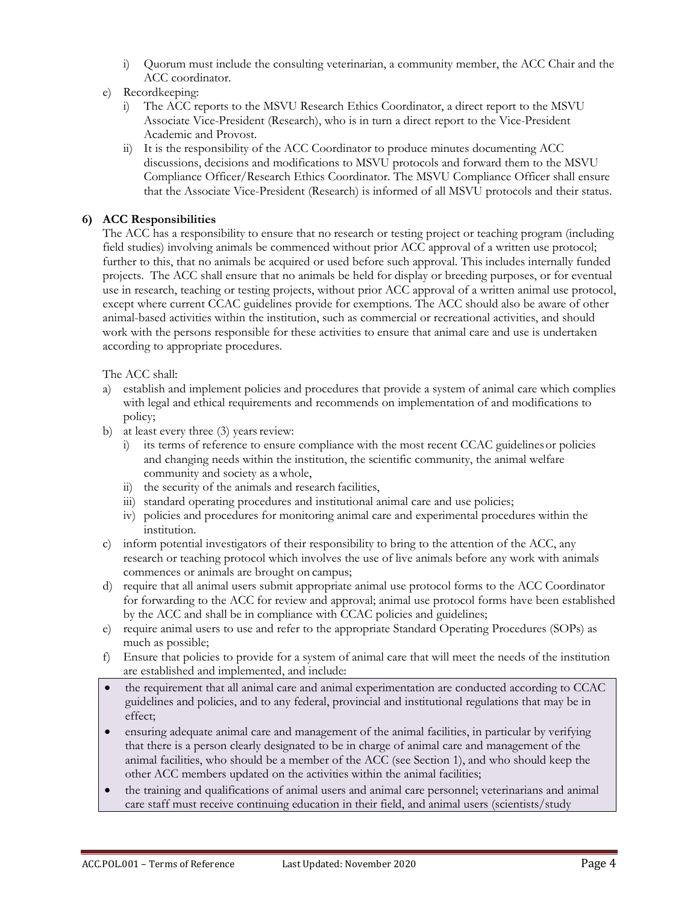i) Quorum must include the consulting veterinarian, a community member, the ACC Chair and the ACC coordinator.

e) Recordkeeping:
   i) The ACC reports to the MSVU Research Ethics Coordinator, a direct report to the MSVU Associate Vice-President (Research), who is in turn a direct report to the Vice-President Academic and Provost.
   ii) It is the responsibility of the ACC Coordinator to produce minutes documenting ACC discussions, decisions and modifications to MSVU protocols and forward them to the MSVU Compliance Officer/Research Ethics Coordinator. The MSVU Compliance Officer shall ensure that the Associate Vice-President (Research) is informed of all MSVU protocols and their status.

### 6) ACC Responsibilities

The ACC has a responsibility to ensure that no research or testing project or teaching program (including field studies) involving animals be commenced without prior ACC approval of a written use protocol; further to this, that no animals be acquired or used before such approval. This includes internally funded projects. The ACC shall ensure that no animals be held for display or breeding purposes, or for eventual use in research, teaching or testing projects, without prior ACC approval of a written animal use protocol, except where current CCAC guidelines provide for exemptions. The ACC should also be aware of other animal-based activities within the institution, such as commercial or recreational activities, and should work with the persons responsible for these activities to ensure that animal care and use is undertaken according to appropriate procedures.

The ACC shall:

a) establish and implement policies and procedures that provide a system of animal care which complies with legal and ethical requirements and recommends on implementation of and modifications to policy;
b) at least every three (3) years review:
   i) its terms of reference to ensure compliance with the most recent CCAC guidelines or policies and changing needs within the institution, the scientific community, the animal welfare community and society as a whole,
   ii) the security of the animals and research facilities,
   iii) standard operating procedures and institutional animal care and use policies;
   iv) policies and procedures for monitoring animal care and experimental procedures within the institution.
c) inform potential investigators of their responsibility to bring to the attention of the ACC, any research or teaching protocol which involves the use of live animals before any work with animals commences or animals are brought on campus;
d) require that all animal users submit appropriate animal use protocol forms to the ACC Coordinator for forwarding to the ACC for review and approval; animal use protocol forms have been established by the ACC and shall be in compliance with CCAC policies and guidelines;
e) require animal users to use and refer to the appropriate Standard Operating Procedures (SOPs) as much as possible;
f) Ensure that policies to provide for a system of animal care that will meet the needs of the institution are established and implemented, and include:

- the requirement that all animal care and animal experimentation are conducted according to CCAC guidelines and policies, and to any federal, provincial and institutional regulations that may be in effect;
- ensuring adequate animal care and management of the animal facilities, in particular by verifying that there is a person clearly designated to be in charge of animal care and management of the animal facilities, who should be a member of the ACC (see Section 1), and who should keep the other ACC members updated on the activities within the animal facilities;
- the training and qualifications of animal users and animal care personnel; veterinarians and animal care staff must receive continuing education in their field, and animal users (scientists/study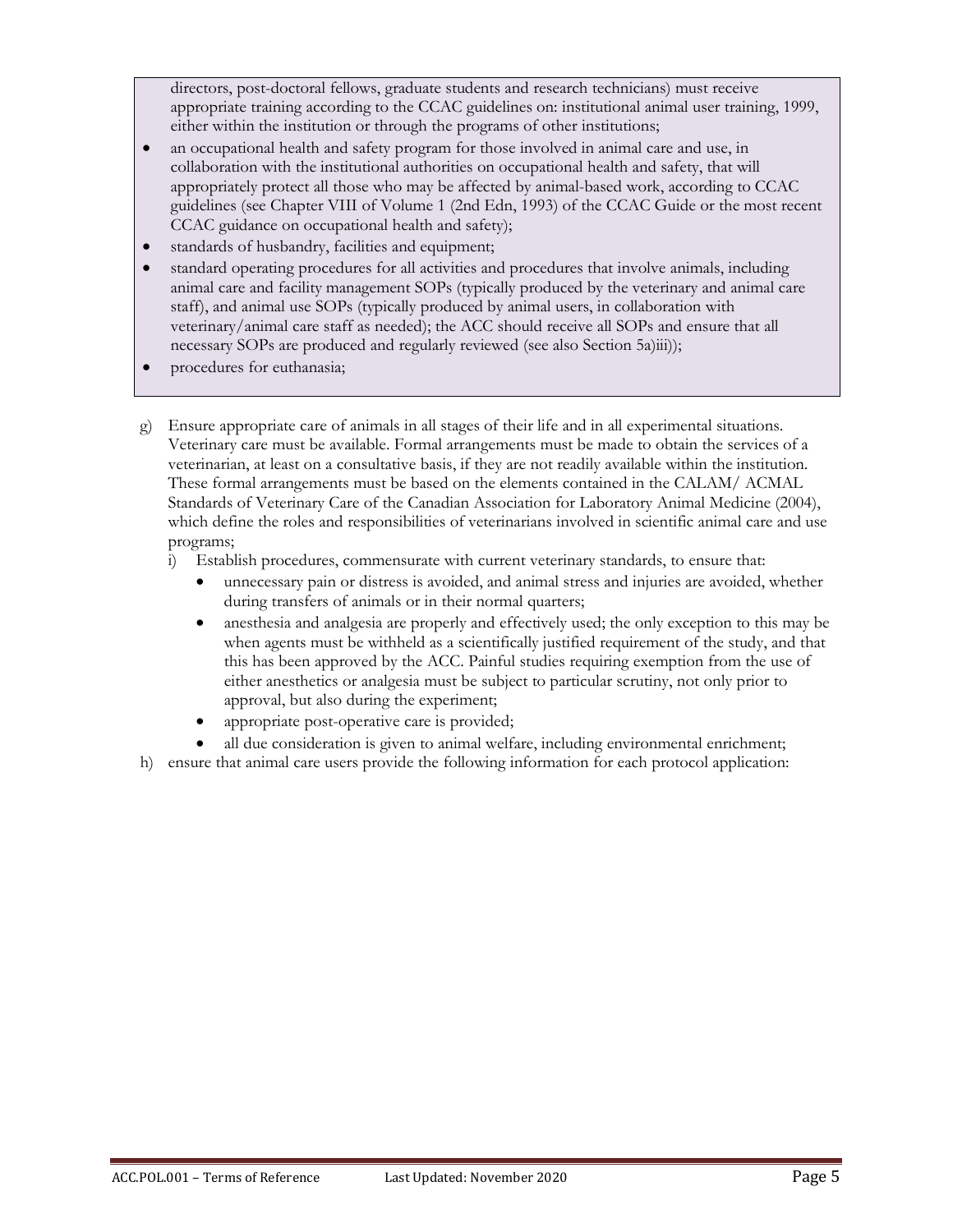directors, post-doctoral fellows, graduate students and research technicians) must receive appropriate training according to the CCAC guidelines on: institutional animal user training, 1999, either within the institution or through the programs of other institutions;

- an occupational health and safety program for those involved in animal care and use, in collaboration with the institutional authorities on occupational health and safety, that will appropriately protect all those who may be affected by animal-based work, according to CCAC guidelines (see Chapter VIII of Volume 1 (2nd Edn, 1993) of the CCAC Guide or the most recent CCAC guidance on occupational health and safety);
- standards of husbandry, facilities and equipment;
- standard operating procedures for all activities and procedures that involve animals, including animal care and facility management SOPs (typically produced by the veterinary and animal care staff), and animal use SOPs (typically produced by animal users, in collaboration with veterinary/animal care staff as needed); the ACC should receive all SOPs and ensure that all necessary SOPs are produced and regularly reviewed (see also Section 5a)iii));
- procedures for euthanasia;

g) Ensure appropriate care of animals in all stages of their life and in all experimental situations. Veterinary care must be available. Formal arrangements must be made to obtain the services of a veterinarian, at least on a consultative basis, if they are not readily available within the institution. These formal arrangements must be based on the elements contained in the CALAM/ ACMAL Standards of Veterinary Care of the Canadian Association for Laboratory Animal Medicine (2004), which define the roles and responsibilities of veterinarians involved in scientific animal care and use programs;

   i) Establish procedures, commensurate with current veterinary standards, to ensure that:
      - unnecessary pain or distress is avoided, and animal stress and injuries are avoided, whether during transfers of animals or in their normal quarters;
      - anesthesia and analgesia are properly and effectively used; the only exception to this may be when agents must be withheld as a scientifically justified requirement of the study, and that this has been approved by the ACC. Painful studies requiring exemption from the use of either anesthetics or analgesia must be subject to particular scrutiny, not only prior to approval, but also during the experiment;
      - appropriate post-operative care is provided;
      - all due consideration is given to animal welfare, including environmental enrichment;

h) ensure that animal care users provide the following information for each protocol application: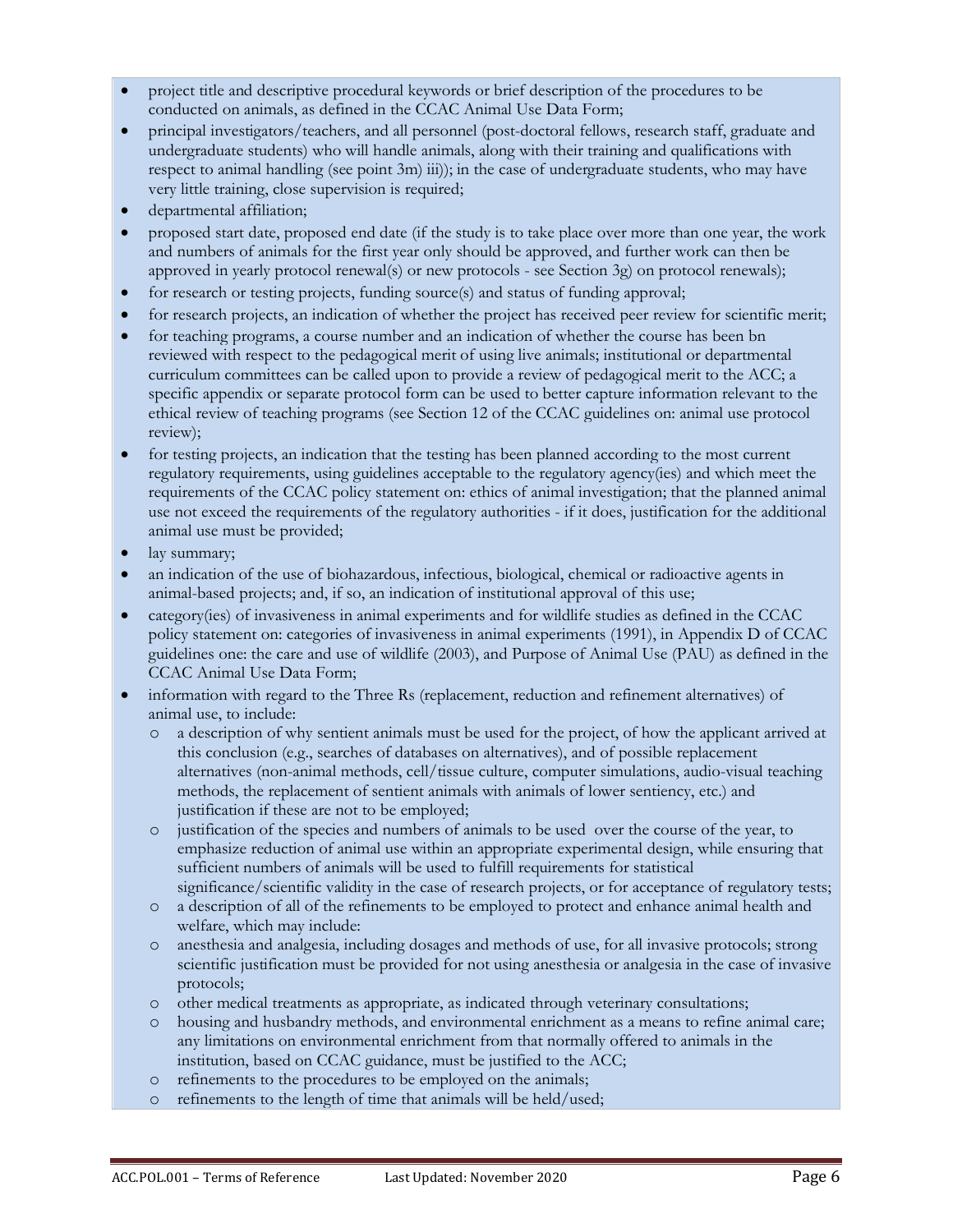- project title and descriptive procedural keywords or brief description of the procedures to be conducted on animals, as defined in the CCAC Animal Use Data Form;
- principal investigators/teachers, and all personnel (post-doctoral fellows, research staff, graduate and undergraduate students) who will handle animals, along with their training and qualifications with respect to animal handling (see point 3m) iii)); in the case of undergraduate students, who may have very little training, close supervision is required;
- departmental affiliation;
- proposed start date, proposed end date (if the study is to take place over more than one year, the work and numbers of animals for the first year only should be approved, and further work can then be approved in yearly protocol renewal(s) or new protocols - see Section 3g) on protocol renewals);
- for research or testing projects, funding source(s) and status of funding approval;
- for research projects, an indication of whether the project has received peer review for scientific merit;
- for teaching programs, a course number and an indication of whether the course has been bn reviewed with respect to the pedagogical merit of using live animals; institutional or departmental curriculum committees can be called upon to provide a review of pedagogical merit to the ACC; a specific appendix or separate protocol form can be used to better capture information relevant to the ethical review of teaching programs (see Section 12 of the CCAC guidelines on: animal use protocol review);
- for testing projects, an indication that the testing has been planned according to the most current regulatory requirements, using guidelines acceptable to the regulatory agency(ies) and which meet the requirements of the CCAC policy statement on: ethics of animal investigation; that the planned animal use not exceed the requirements of the regulatory authorities - if it does, justification for the additional animal use must be provided;
- lay summary;
- an indication of the use of biohazardous, infectious, biological, chemical or radioactive agents in animal-based projects; and, if so, an indication of institutional approval of this use;
- category(ies) of invasiveness in animal experiments and for wildlife studies as defined in the CCAC policy statement on: categories of invasiveness in animal experiments (1991), in Appendix D of CCAC guidelines one: the care and use of wildlife (2003), and Purpose of Animal Use (PAU) as defined in the CCAC Animal Use Data Form;
- information with regard to the Three Rs (replacement, reduction and refinement alternatives) of animal use, to include:
  - a description of why sentient animals must be used for the project, of how the applicant arrived at this conclusion (e.g., searches of databases on alternatives), and of possible replacement alternatives (non-animal methods, cell/tissue culture, computer simulations, audio-visual teaching methods, the replacement of sentient animals with animals of lower sentiency, etc.) and justification if these are not to be employed;
  - justification of the species and numbers of animals to be used over the course of the year, to emphasize reduction of animal use within an appropriate experimental design, while ensuring that sufficient numbers of animals will be used to fulfill requirements for statistical significance/scientific validity in the case of research projects, or for acceptance of regulatory tests;
  - a description of all of the refinements to be employed to protect and enhance animal health and welfare, which may include:
  - anesthesia and analgesia, including dosages and methods of use, for all invasive protocols; strong scientific justification must be provided for not using anesthesia or analgesia in the case of invasive protocols;
  - other medical treatments as appropriate, as indicated through veterinary consultations;
  - housing and husbandry methods, and environmental enrichment as a means to refine animal care; any limitations on environmental enrichment from that normally offered to animals in the institution, based on CCAC guidance, must be justified to the ACC;
  - refinements to the procedures to be employed on the animals;
  - refinements to the length of time that animals will be held/used;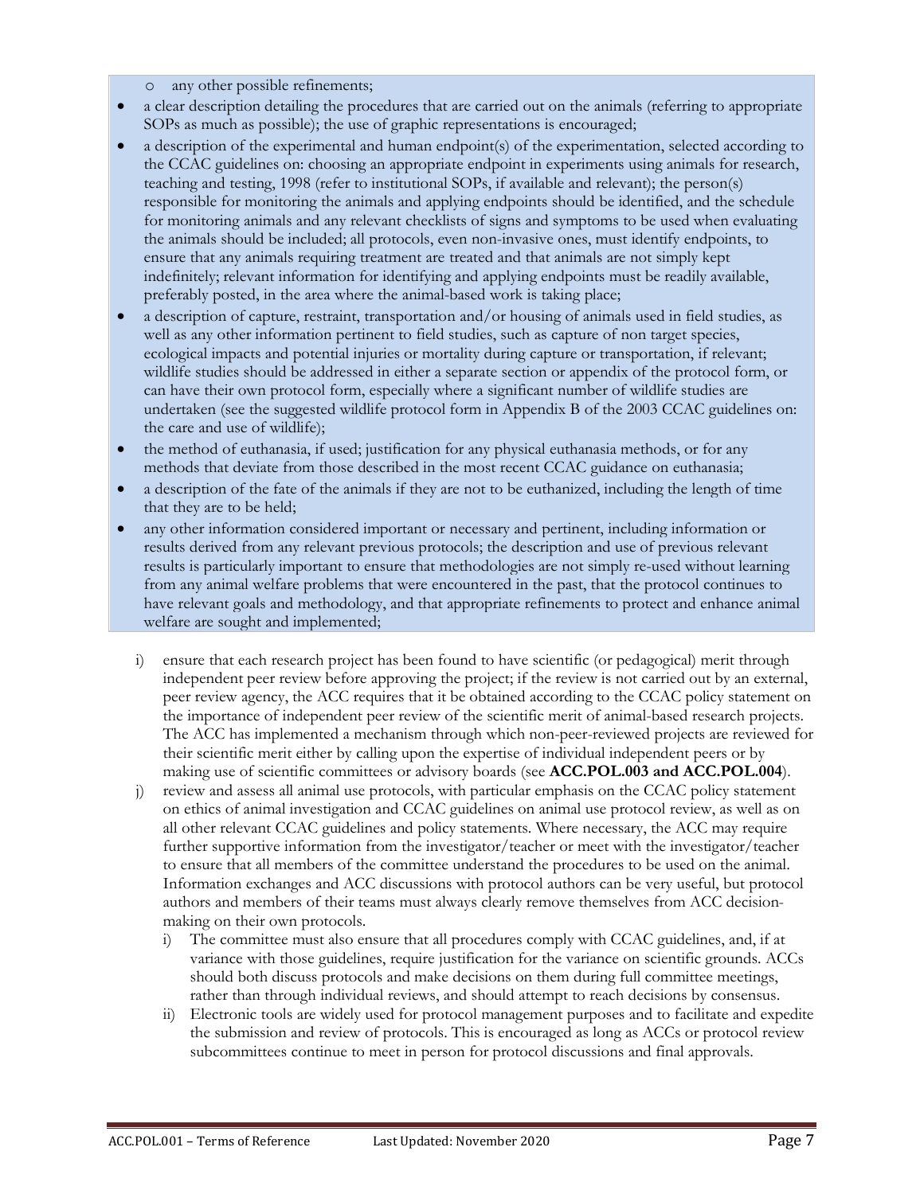- any other possible refinements;
- a clear description detailing the procedures that are carried out on the animals (referring to appropriate SOPs as much as possible); the use of graphic representations is encouraged;
- a description of the experimental and human endpoint(s) of the experimentation, selected according to the CCAC guidelines on: choosing an appropriate endpoint in experiments using animals for research, teaching and testing, 1998 (refer to institutional SOPs, if available and relevant); the person(s) responsible for monitoring the animals and applying endpoints should be identified, and the schedule for monitoring animals and any relevant checklists of signs and symptoms to be used when evaluating the animals should be included; all protocols, even non-invasive ones, must identify endpoints, to ensure that any animals requiring treatment are treated and that animals are not simply kept indefinitely; relevant information for identifying and applying endpoints must be readily available, preferably posted, in the area where the animal-based work is taking place;
- a description of capture, restraint, transportation and/or housing of animals used in field studies, as well as any other information pertinent to field studies, such as capture of non target species, ecological impacts and potential injuries or mortality during capture or transportation, if relevant; wildlife studies should be addressed in either a separate section or appendix of the protocol form, or can have their own protocol form, especially where a significant number of wildlife studies are undertaken (see the suggested wildlife protocol form in Appendix B of the 2003 CCAC guidelines on: the care and use of wildlife);
- the method of euthanasia, if used; justification for any physical euthanasia methods, or for any methods that deviate from those described in the most recent CCAC guidance on euthanasia;
- a description of the fate of the animals if they are not to be euthanized, including the length of time that they are to be held;
- any other information considered important or necessary and pertinent, including information or results derived from any relevant previous protocols; the description and use of previous relevant results is particularly important to ensure that methodologies are not simply re-used without learning from any animal welfare problems that were encountered in the past, that the protocol continues to have relevant goals and methodology, and that appropriate refinements to protect and enhance animal welfare are sought and implemented;

i) ensure that each research project has been found to have scientific (or pedagogical) merit through independent peer review before approving the project; if the review is not carried out by an external, peer review agency, the ACC requires that it be obtained according to the CCAC policy statement on the importance of independent peer review of the scientific merit of animal-based research projects. The ACC has implemented a mechanism through which non-peer-reviewed projects are reviewed for their scientific merit either by calling upon the expertise of individual independent peers or by making use of scientific committees or advisory boards (see **ACC.POL.003 and ACC.POL.004**).

j) review and assess all animal use protocols, with particular emphasis on the CCAC policy statement on ethics of animal investigation and CCAC guidelines on animal use protocol review, as well as on all other relevant CCAC guidelines and policy statements. Where necessary, the ACC may require further supportive information from the investigator/teacher or meet with the investigator/teacher to ensure that all members of the committee understand the procedures to be used on the animal. Information exchanges and ACC discussions with protocol authors can be very useful, but protocol authors and members of their teams must always clearly remove themselves from ACC decision-making on their own protocols.

   i) The committee must also ensure that all procedures comply with CCAC guidelines, and, if at variance with those guidelines, require justification for the variance on scientific grounds. ACCs should both discuss protocols and make decisions on them during full committee meetings, rather than through individual reviews, and should attempt to reach decisions by consensus.

   ii) Electronic tools are widely used for protocol management purposes and to facilitate and expedite the submission and review of protocols. This is encouraged as long as ACCs or protocol review subcommittees continue to meet in person for protocol discussions and final approvals.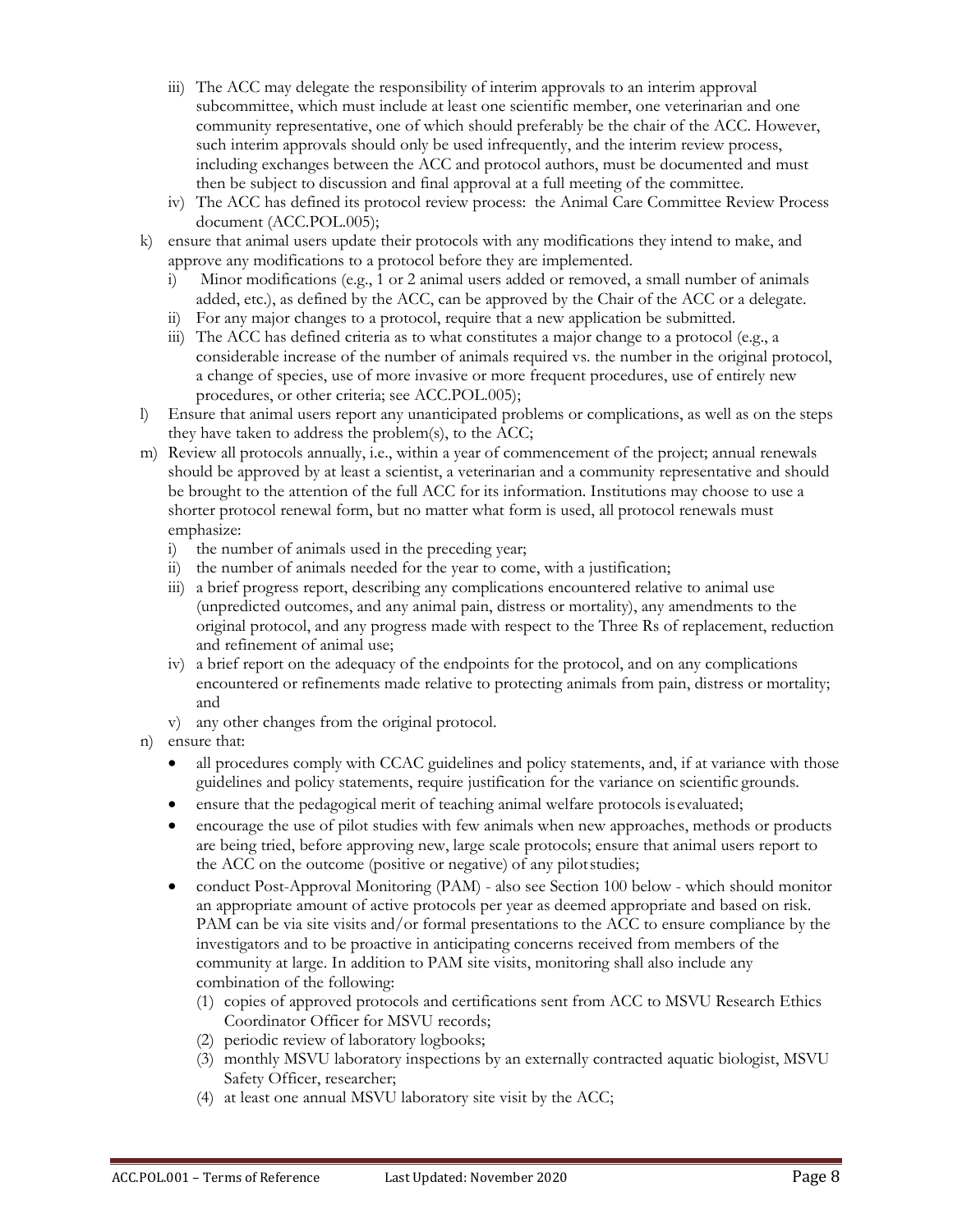iii) The ACC may delegate the responsibility of interim approvals to an interim approval subcommittee, which must include at least one scientific member, one veterinarian and one community representative, one of which should preferably be the chair of the ACC. However, such interim approvals should only be used infrequently, and the interim review process, including exchanges between the ACC and protocol authors, must be documented and must then be subject to discussion and final approval at a full meeting of the committee.

iv) The ACC has defined its protocol review process: the Animal Care Committee Review Process document (ACC.POL.005);

k) ensure that animal users update their protocols with any modifications they intend to make, and approve any modifications to a protocol before they are implemented.

   i) Minor modifications (e.g., 1 or 2 animal users added or removed, a small number of animals added, etc.), as defined by the ACC, can be approved by the Chair of the ACC or a delegate.

   ii) For any major changes to a protocol, require that a new application be submitted.

   iii) The ACC has defined criteria as to what constitutes a major change to a protocol (e.g., a considerable increase of the number of animals required vs. the number in the original protocol, a change of species, use of more invasive or more frequent procedures, use of entirely new procedures, or other criteria; see ACC.POL.005);

l) Ensure that animal users report any unanticipated problems or complications, as well as on the steps they have taken to address the problem(s), to the ACC;

m) Review all protocols annually, i.e., within a year of commencement of the project; annual renewals should be approved by at least a scientist, a veterinarian and a community representative and should be brought to the attention of the full ACC for its information. Institutions may choose to use a shorter protocol renewal form, but no matter what form is used, all protocol renewals must emphasize:

   i) the number of animals used in the preceding year;

   ii) the number of animals needed for the year to come, with a justification;

   iii) a brief progress report, describing any complications encountered relative to animal use (unpredicted outcomes, and any animal pain, distress or mortality), any amendments to the original protocol, and any progress made with respect to the Three Rs of replacement, reduction and refinement of animal use;

   iv) a brief report on the adequacy of the endpoints for the protocol, and on any complications encountered or refinements made relative to protecting animals from pain, distress or mortality; and

   v) any other changes from the original protocol.

n) ensure that:

- all procedures comply with CCAC guidelines and policy statements, and, if at variance with those guidelines and policy statements, require justification for the variance on scientific grounds.
- ensure that the pedagogical merit of teaching animal welfare protocols is evaluated;
- encourage the use of pilot studies with few animals when new approaches, methods or products are being tried, before approving new, large scale protocols; ensure that animal users report to the ACC on the outcome (positive or negative) of any pilot studies;
- conduct Post-Approval Monitoring (PAM) - also see Section 100 below - which should monitor an appropriate amount of active protocols per year as deemed appropriate and based on risk. PAM can be via site visits and/or formal presentations to the ACC to ensure compliance by the investigators and to be proactive in anticipating concerns received from members of the community at large. In addition to PAM site visits, monitoring shall also include any combination of the following:
  (1) copies of approved protocols and certifications sent from ACC to MSVU Research Ethics Coordinator Officer for MSVU records;
  (2) periodic review of laboratory logbooks;
  (3) monthly MSVU laboratory inspections by an externally contracted aquatic biologist, MSVU Safety Officer, researcher;
  (4) at least one annual MSVU laboratory site visit by the ACC;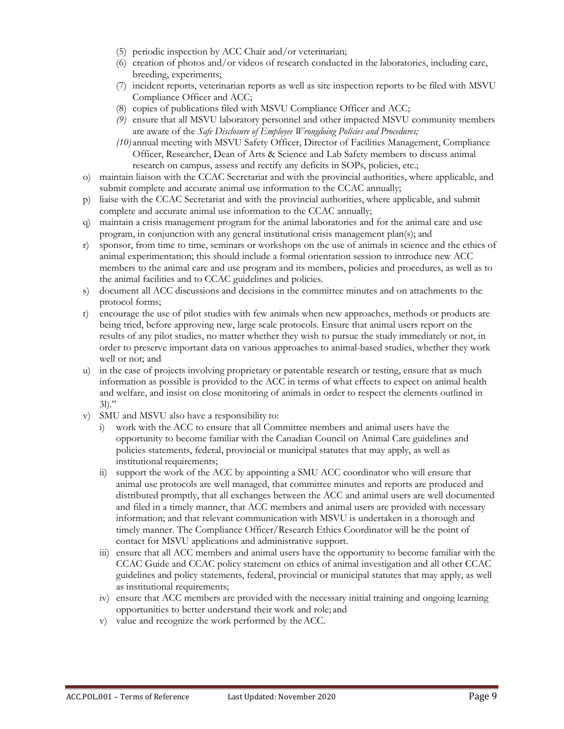- (5) periodic inspection by ACC Chair and/or veterinarian;
- (6) creation of photos and/or videos of research conducted in the laboratories, including care, breeding, experiments;
- (7) incident reports, veterinarian reports as well as site inspection reports to be filed with MSVU Compliance Officer and ACC;
- (8) copies of publications filed with MSVU Compliance Officer and ACC;
- *(9)* ensure that all MSVU laboratory personnel and other impacted MSVU community members are aware of the *Safe Disclosure of Employee Wrongdoing Policies and Procedures;*
- *(10)* annual meeting with MSVU Safety Officer, Director of Facilities Management, Compliance Officer, Researcher, Dean of Arts & Science and Lab Safety members to discuss animal research on campus, assess and rectify any deficits in SOPs, policies, etc.;

o) maintain liaison with the CCAC Secretariat and with the provincial authorities, where applicable, and submit complete and accurate animal use information to the CCAC annually;

p) liaise with the CCAC Secretariat and with the provincial authorities, where applicable, and submit complete and accurate animal use information to the CCAC annually;

q) maintain a crisis management program for the animal laboratories and for the animal care and use program, in conjunction with any general institutional crisis management plan(s); and

r) sponsor, from time to time, seminars or workshops on the use of animals in science and the ethics of animal experimentation; this should include a formal orientation session to introduce new ACC members to the animal care and use program and its members, policies and procedures, as well as to the animal facilities and to CCAC guidelines and policies.

s) document all ACC discussions and decisions in the committee minutes and on attachments to the protocol forms;

t) encourage the use of pilot studies with few animals when new approaches, methods or products are being tried, before approving new, large scale protocols. Ensure that animal users report on the results of any pilot studies, no matter whether they wish to pursue the study immediately or not, in order to preserve important data on various approaches to animal-based studies, whether they work well or not; and

u) in the case of projects involving proprietary or patentable research or testing, ensure that as much information as possible is provided to the ACC in terms of what effects to expect on animal health and welfare, and insist on close monitoring of animals in order to respect the elements outlined in 3l)."

v) SMU and MSVU also have a responsibility to:
   - i) work with the ACC to ensure that all Committee members and animal users have the opportunity to become familiar with the Canadian Council on Animal Care guidelines and policies statements, federal, provincial or municipal statutes that may apply, as well as institutional requirements;
   - ii) support the work of the ACC by appointing a SMU ACC coordinator who will ensure that animal use protocols are well managed, that committee minutes and reports are produced and distributed promptly, that all exchanges between the ACC and animal users are well documented and filed in a timely manner, that ACC members and animal users are provided with necessary information; and that relevant communication with MSVU is undertaken in a thorough and timely manner. The Compliance Officer/Research Ethics Coordinator will be the point of contact for MSVU applications and administrative support.
   - iii) ensure that all ACC members and animal users have the opportunity to become familiar with the CCAC Guide and CCAC policy statement on ethics of animal investigation and all other CCAC guidelines and policy statements, federal, provincial or municipal statutes that may apply, as well as institutional requirements;
   - iv) ensure that ACC members are provided with the necessary initial training and ongoing learning opportunities to better understand their work and role; and
   - v) value and recognize the work performed by the ACC.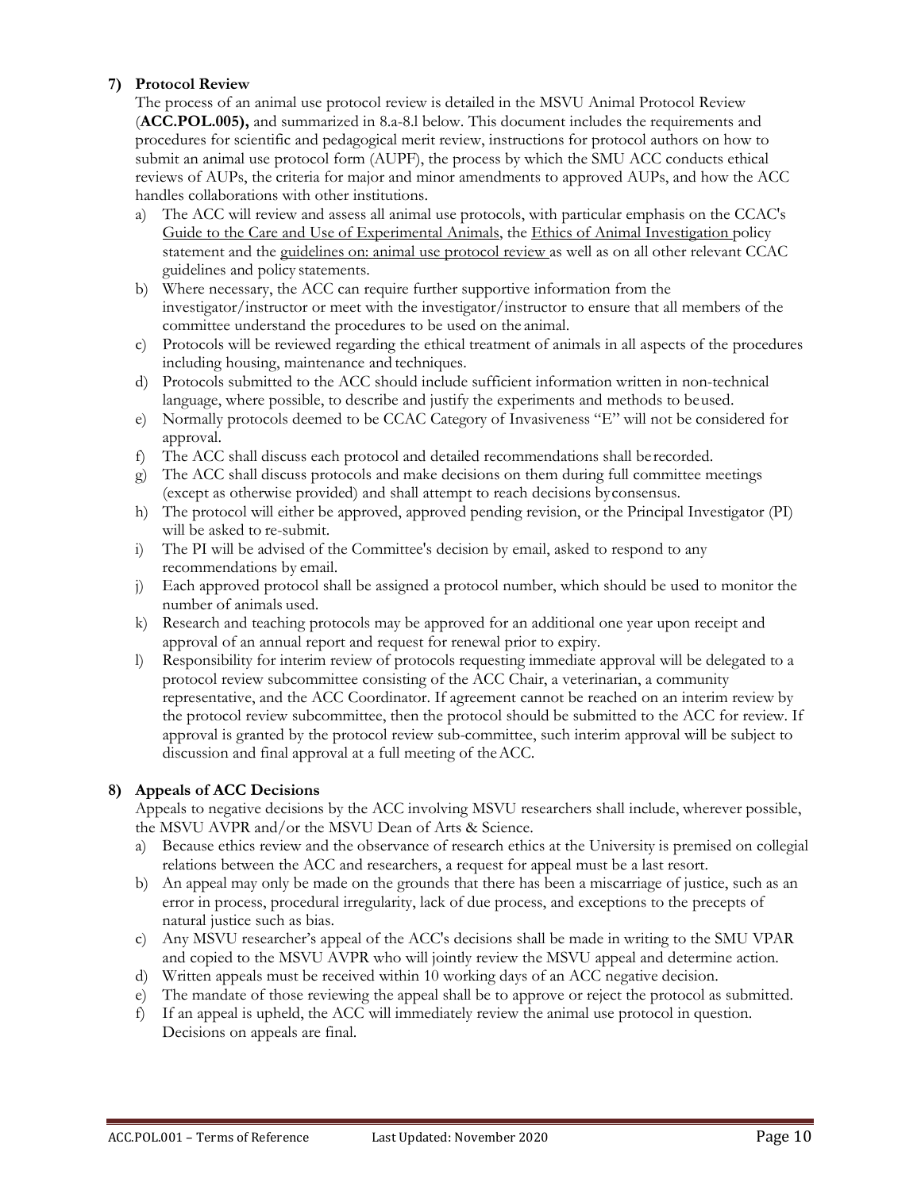**7) Protocol Review**

The process of an animal use protocol review is detailed in the MSVU Animal Protocol Review (**ACC.POL.005),** and summarized in 8.a-8.l below. This document includes the requirements and procedures for scientific and pedagogical merit review, instructions for protocol authors on how to submit an animal use protocol form (AUPF), the process by which the SMU ACC conducts ethical reviews of AUPs, the criteria for major and minor amendments to approved AUPs, and how the ACC handles collaborations with other institutions.

a) The ACC will review and assess all animal use protocols, with particular emphasis on the CCAC's Guide to the Care and Use of Experimental Animals, the Ethics of Animal Investigation policy statement and the guidelines on: animal use protocol review as well as on all other relevant CCAC guidelines and policy statements.

b) Where necessary, the ACC can require further supportive information from the investigator/instructor or meet with the investigator/instructor to ensure that all members of the committee understand the procedures to be used on the animal.

c) Protocols will be reviewed regarding the ethical treatment of animals in all aspects of the procedures including housing, maintenance and techniques.

d) Protocols submitted to the ACC should include sufficient information written in non-technical language, where possible, to describe and justify the experiments and methods to be used.

e) Normally protocols deemed to be CCAC Category of Invasiveness "E" will not be considered for approval.

f) The ACC shall discuss each protocol and detailed recommendations shall be recorded.

g) The ACC shall discuss protocols and make decisions on them during full committee meetings (except as otherwise provided) and shall attempt to reach decisions by consensus.

h) The protocol will either be approved, approved pending revision, or the Principal Investigator (PI) will be asked to re-submit.

i) The PI will be advised of the Committee's decision by email, asked to respond to any recommendations by email.

j) Each approved protocol shall be assigned a protocol number, which should be used to monitor the number of animals used.

k) Research and teaching protocols may be approved for an additional one year upon receipt and approval of an annual report and request for renewal prior to expiry.

l) Responsibility for interim review of protocols requesting immediate approval will be delegated to a protocol review subcommittee consisting of the ACC Chair, a veterinarian, a community representative, and the ACC Coordinator. If agreement cannot be reached on an interim review by the protocol review subcommittee, then the protocol should be submitted to the ACC for review. If approval is granted by the protocol review sub-committee, such interim approval will be subject to discussion and final approval at a full meeting of the ACC.

**8) Appeals of ACC Decisions**

Appeals to negative decisions by the ACC involving MSVU researchers shall include, wherever possible, the MSVU AVPR and/or the MSVU Dean of Arts & Science.

a) Because ethics review and the observance of research ethics at the University is premised on collegial relations between the ACC and researchers, a request for appeal must be a last resort.

b) An appeal may only be made on the grounds that there has been a miscarriage of justice, such as an error in process, procedural irregularity, lack of due process, and exceptions to the precepts of natural justice such as bias.

c) Any MSVU researcher's appeal of the ACC's decisions shall be made in writing to the SMU VPAR and copied to the MSVU AVPR who will jointly review the MSVU appeal and determine action.

d) Written appeals must be received within 10 working days of an ACC negative decision.

e) The mandate of those reviewing the appeal shall be to approve or reject the protocol as submitted.

f) If an appeal is upheld, the ACC will immediately review the animal use protocol in question. Decisions on appeals are final.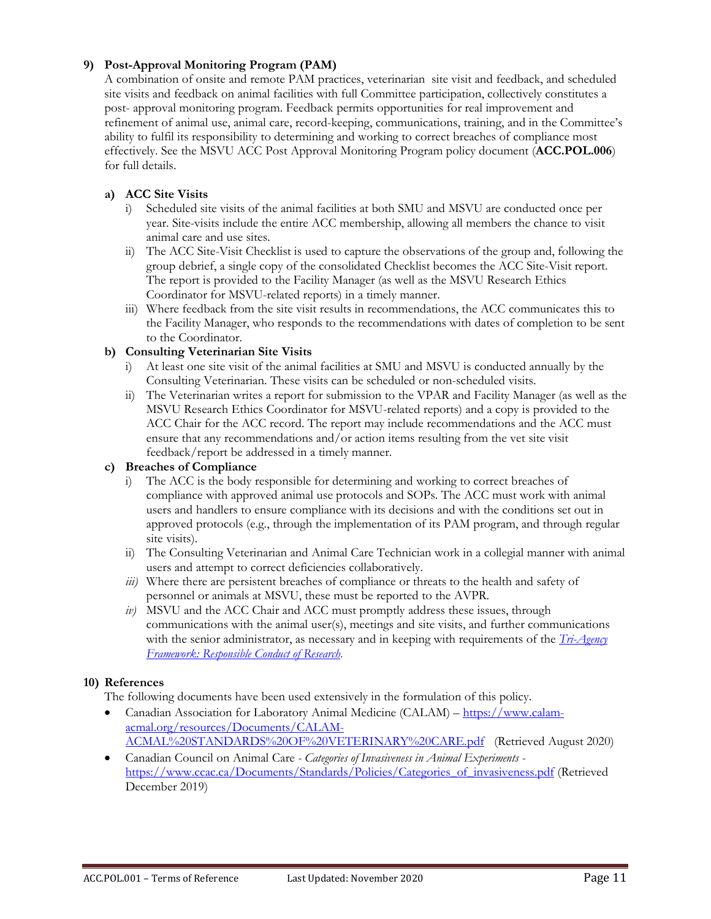## 9) Post-Approval Monitoring Program (PAM)

A combination of onsite and remote PAM practices, veterinarian site visit and feedback, and scheduled site visits and feedback on animal facilities with full Committee participation, collectively constitutes a post- approval monitoring program. Feedback permits opportunities for real improvement and refinement of animal use, animal care, record-keeping, communications, training, and in the Committee's ability to fulfil its responsibility to determining and working to correct breaches of compliance most effectively. See the MSVU ACC Post Approval Monitoring Program policy document (**ACC.POL.006**) for full details.

### a) ACC Site Visits

i) Scheduled site visits of the animal facilities at both SMU and MSVU are conducted once per year. Site-visits include the entire ACC membership, allowing all members the chance to visit animal care and use sites.

ii) The ACC Site-Visit Checklist is used to capture the observations of the group and, following the group debrief, a single copy of the consolidated Checklist becomes the ACC Site-Visit report. The report is provided to the Facility Manager (as well as the MSVU Research Ethics Coordinator for MSVU-related reports) in a timely manner.

iii) Where feedback from the site visit results in recommendations, the ACC communicates this to the Facility Manager, who responds to the recommendations with dates of completion to be sent to the Coordinator.

### b) Consulting Veterinarian Site Visits

i) At least one site visit of the animal facilities at SMU and MSVU is conducted annually by the Consulting Veterinarian. These visits can be scheduled or non-scheduled visits.

ii) The Veterinarian writes a report for submission to the VPAR and Facility Manager (as well as the MSVU Research Ethics Coordinator for MSVU-related reports) and a copy is provided to the ACC Chair for the ACC record. The report may include recommendations and the ACC must ensure that any recommendations and/or action items resulting from the vet site visit feedback/report be addressed in a timely manner.

### c) Breaches of Compliance

i) The ACC is the body responsible for determining and working to correct breaches of compliance with approved animal use protocols and SOPs. The ACC must work with animal users and handlers to ensure compliance with its decisions and with the conditions set out in approved protocols (e.g., through the implementation of its PAM program, and through regular site visits).

ii) The Consulting Veterinarian and Animal Care Technician work in a collegial manner with animal users and attempt to correct deficiencies collaboratively.

*iii)* Where there are persistent breaches of compliance or threats to the health and safety of personnel or animals at MSVU, these must be reported to the AVPR.

*iv)* MSVU and the ACC Chair and ACC must promptly address these issues, through communications with the animal user(s), meetings and site visits, and further communications with the senior administrator, as necessary and in keeping with requirements of the *Tri-Agency Framework: Responsible Conduct of Research*.

## 10) References

The following documents have been used extensively in the formulation of this policy.

- Canadian Association for Laboratory Animal Medicine (CALAM) – https://www.calam-acmal.org/resources/Documents/CALAM-ACMAL%20STANDARDS%20OF%20VETERINARY%20CARE.pdf (Retrieved August 2020)
- Canadian Council on Animal Care - *Categories of Invasiveness in Animal Experiments* - https://www.ccac.ca/Documents/Standards/Policies/Categories_of_invasiveness.pdf (Retrieved December 2019)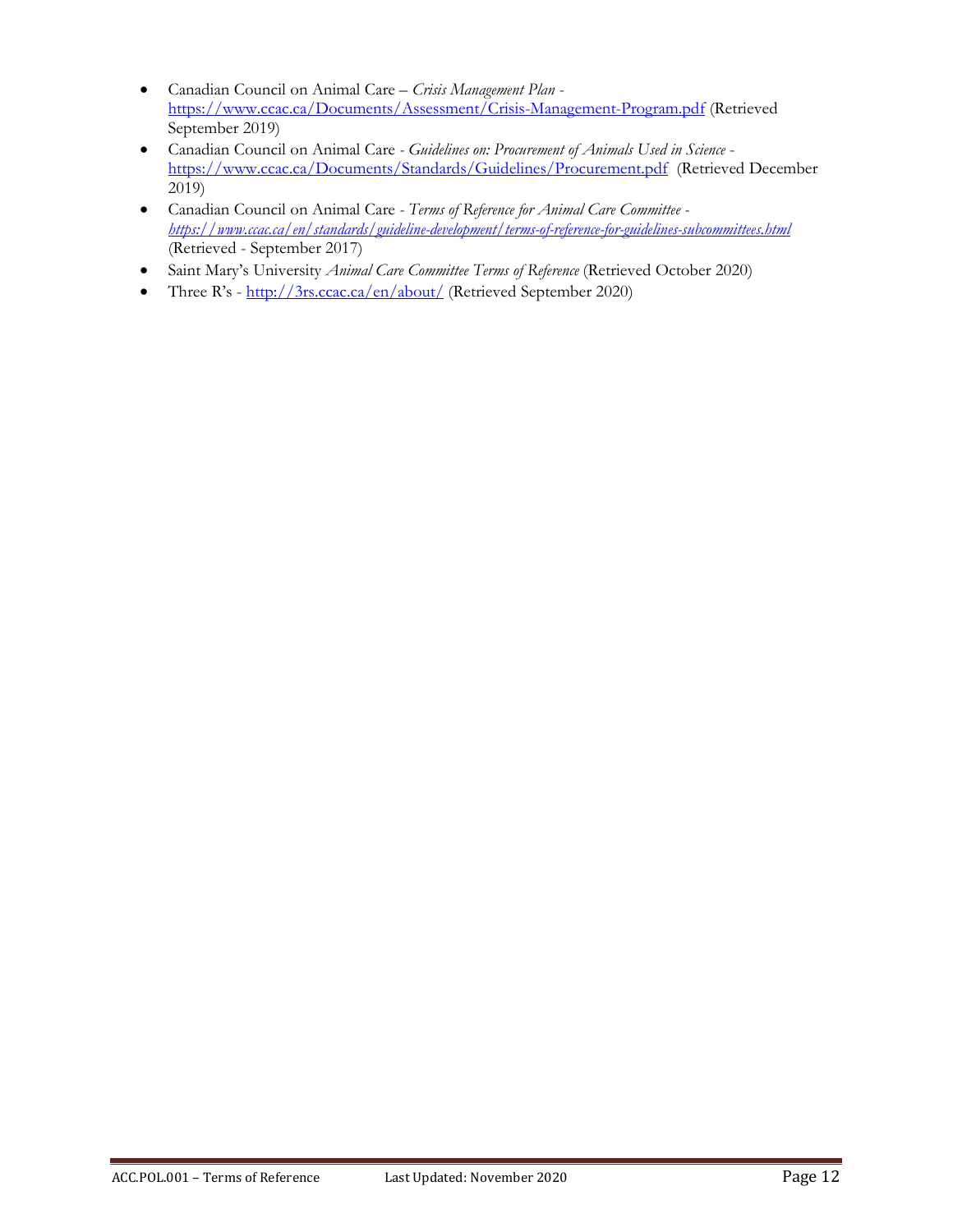- Canadian Council on Animal Care – *Crisis Management Plan* - https://www.ccac.ca/Documents/Assessment/Crisis-Management-Program.pdf (Retrieved September 2019)
- Canadian Council on Animal Care - *Guidelines on: Procurement of Animals Used in Science* - https://www.ccac.ca/Documents/Standards/Guidelines/Procurement.pdf (Retrieved December 2019)
- Canadian Council on Animal Care - *Terms of Reference for Animal Care Committee* - *https://www.ccac.ca/en/standards/guideline-development/terms-of-reference-for-guidelines-subcommittees.html* (Retrieved - September 2017)
- Saint Mary's University *Animal Care Committee Terms of Reference* (Retrieved October 2020)
- Three R's - http://3rs.ccac.ca/en/about/ (Retrieved September 2020)